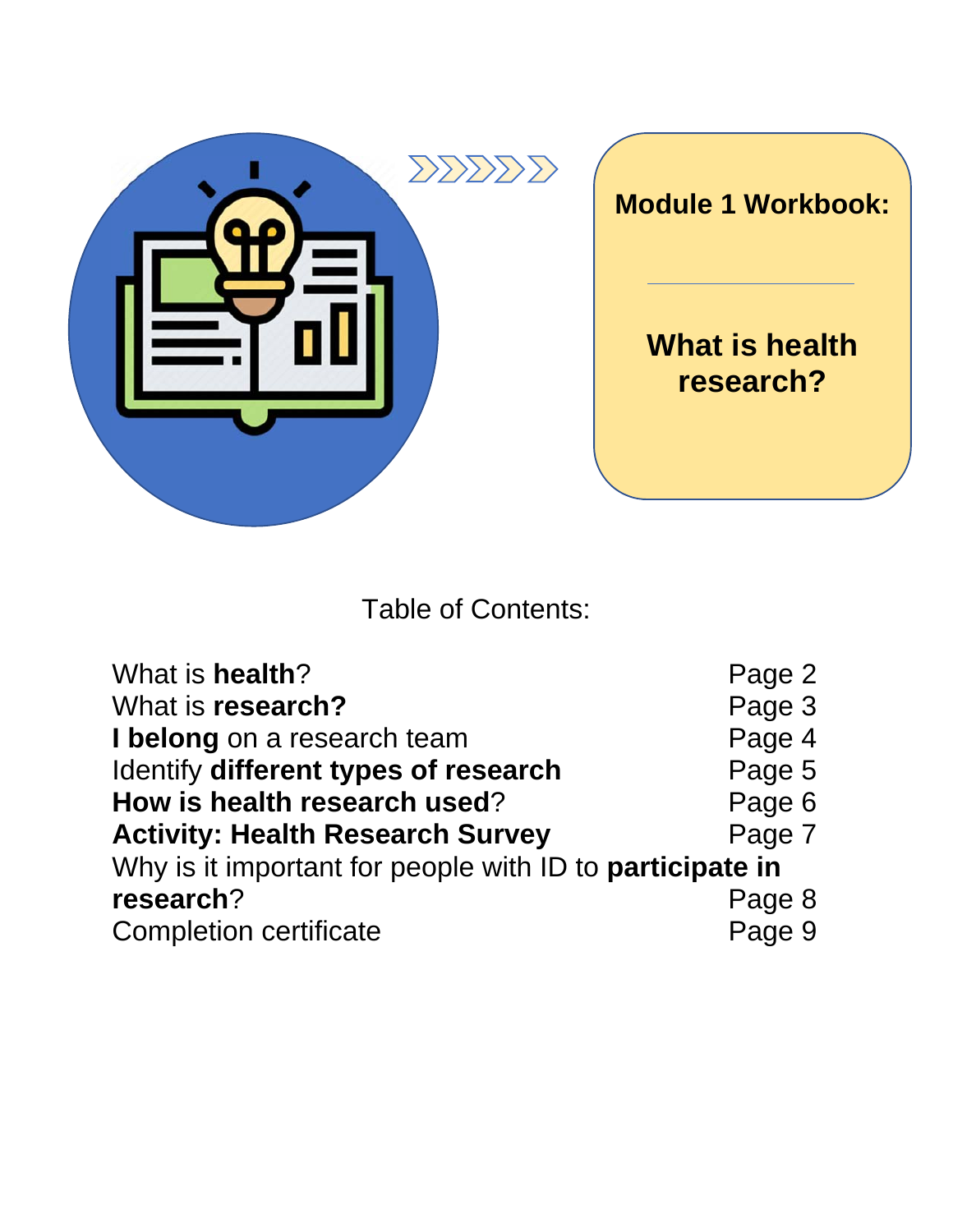# Module 1 Workbook:

## What is health research?

Table of Contents:

| | |
|---|---|
| What is **health**? | Page 2 |
| What is **research?** | Page 3 |
| **I belong** on a research team | Page 4 |
| Identify **different types of research** | Page 5 |
| **How is health research used**? | Page 6 |
| **Activity: Health Research Survey** | Page 7 |
| Why is it important for people with ID to **participate in research**? | Page 8 |
| Completion certificate | Page 9 |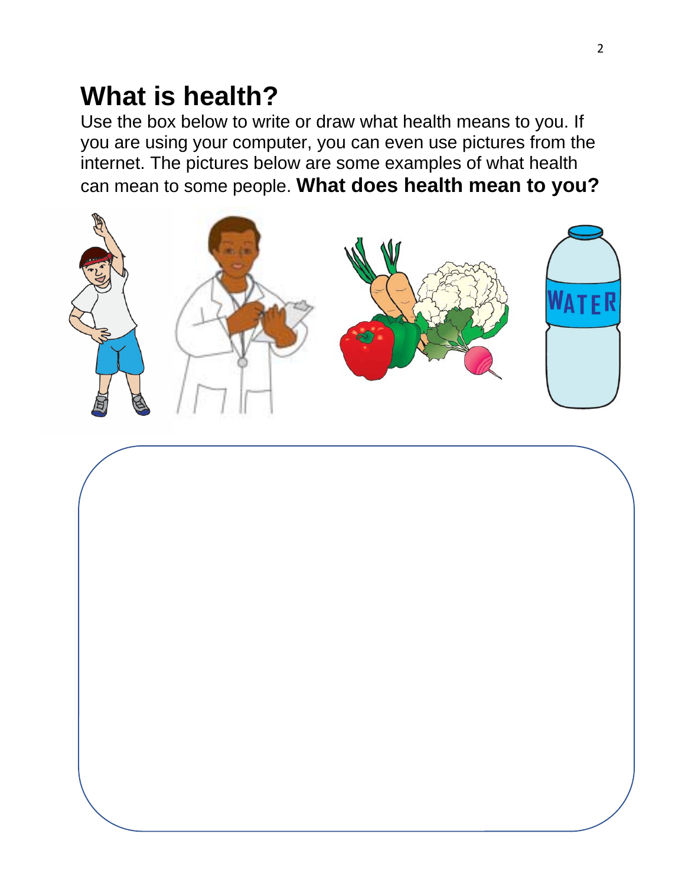# What is health?

Use the box below to write or draw what health means to you. If you are using your computer, you can even use pictures from the internet. The pictures below are some examples of what health can mean to some people. **What does health mean to you?**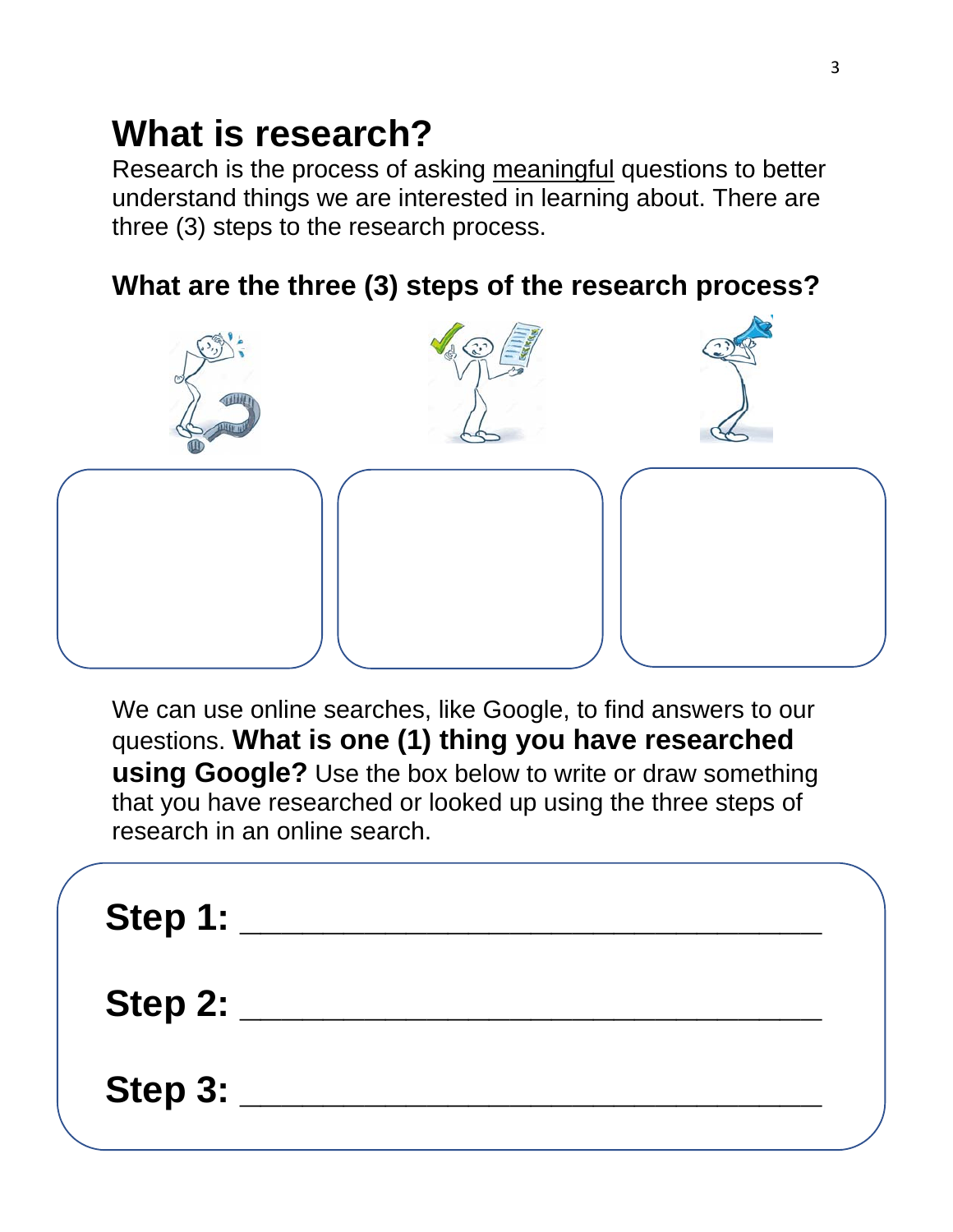# What is research?

Research is the process of asking meaningful questions to better understand things we are interested in learning about. There are three (3) steps to the research process.

### What are the three (3) steps of the research process?

We can use online searches, like Google, to find answers to our questions. **What is one (1) thing you have researched using Google?** Use the box below to write or draw something that you have researched or looked up using the three steps of research in an online search.

**Step 1:** ______________________________

**Step 2:** ______________________________

**Step 3:** ______________________________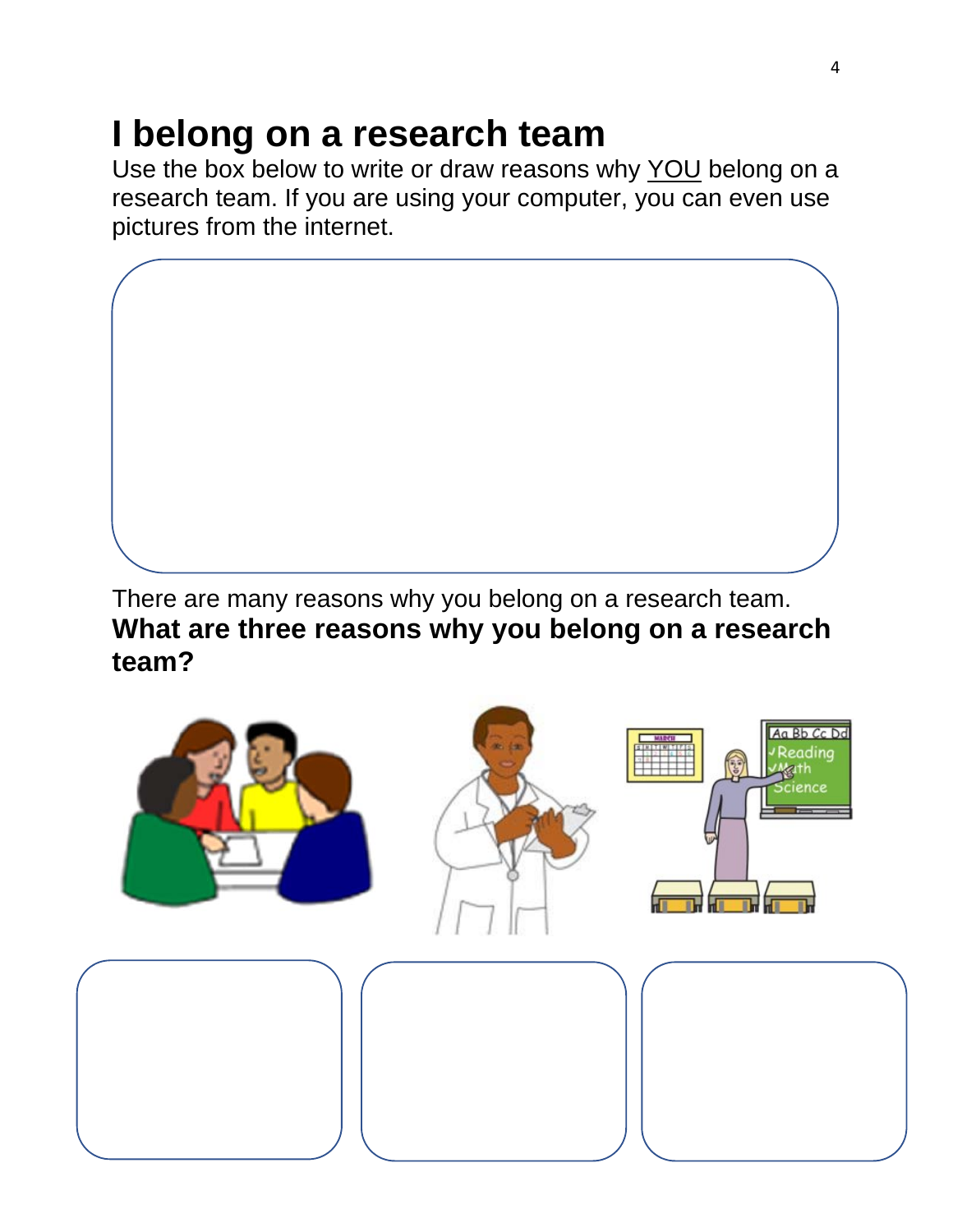# I belong on a research team

Use the box below to write or draw reasons why <u>YOU</u> belong on a research team. If you are using your computer, you can even use pictures from the internet.

There are many reasons why you belong on a research team.

**What are three reasons why you belong on a research team?**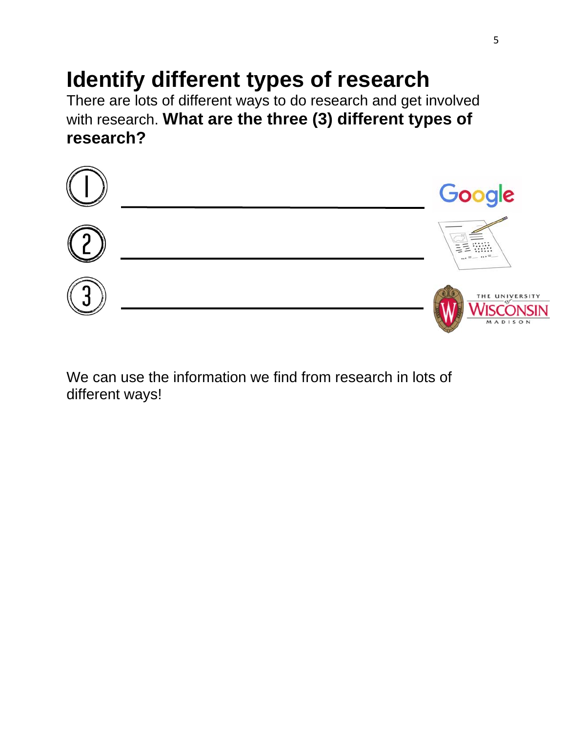# Identify different types of research

There are lots of different ways to do research and get involved with research. **What are the three (3) different types of research?**

1. \_\_\_\_\_\_\_\_\_\_\_\_\_\_\_\_\_\_\_\_\_\_\_\_\_\_\_\_\_\_\_\_\_\_\_\_

2. \_\_\_\_\_\_\_\_\_\_\_\_\_\_\_\_\_\_\_\_\_\_\_\_\_\_\_\_\_\_\_\_\_\_\_\_

3. \_\_\_\_\_\_\_\_\_\_\_\_\_\_\_\_\_\_\_\_\_\_\_\_\_\_\_\_\_\_\_\_\_\_\_\_

We can use the information we find from research in lots of different ways!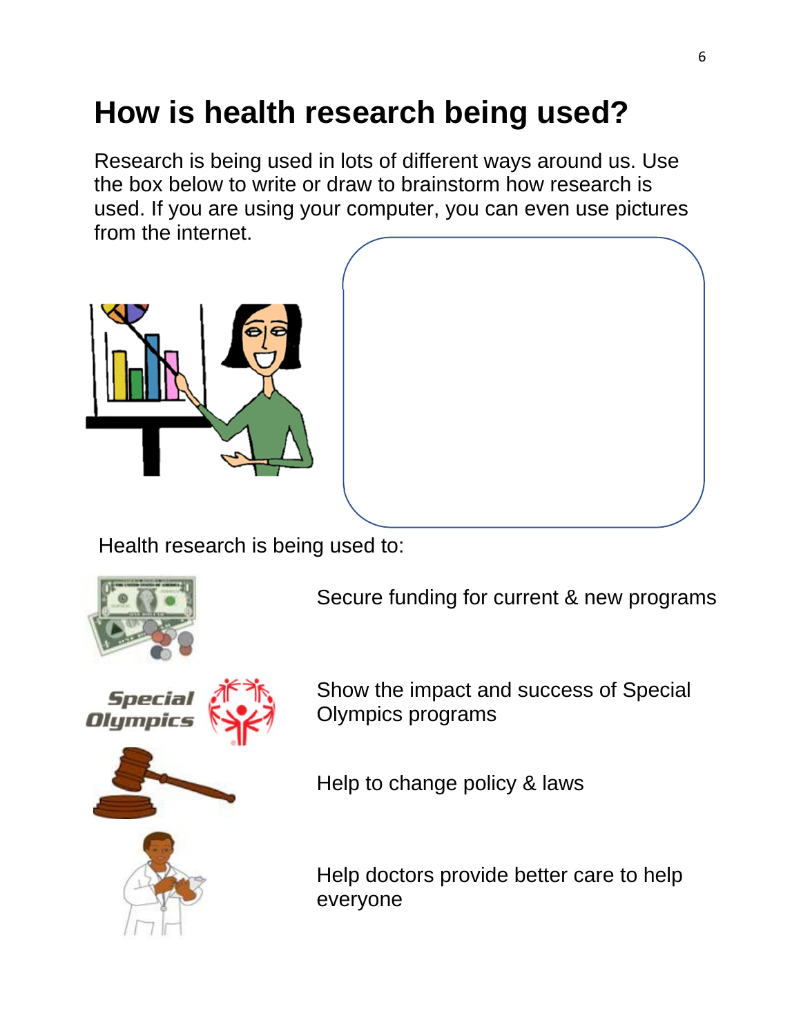# How is health research being used?

Research is being used in lots of different ways around us. Use the box below to write or draw to brainstorm how research is used. If you are using your computer, you can even use pictures from the internet.

Health research is being used to:

- Secure funding for current & new programs
- Show the impact and success of Special Olympics programs
- Help to change policy & laws
- Help doctors provide better care to help everyone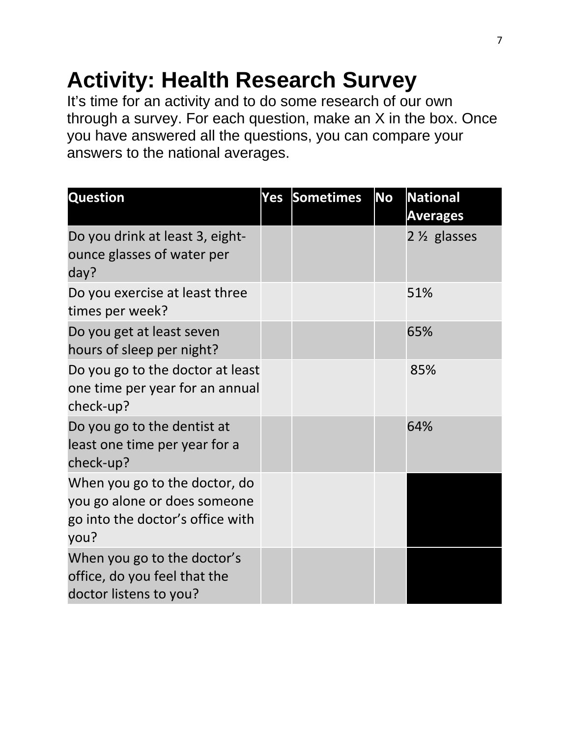# Activity: Health Research Survey

It's time for an activity and to do some research of our own through a survey. For each question, make an X in the box. Once you have answered all the questions, you can compare your answers to the national averages.

| Question | Yes | Sometimes | No | National Averages |
|---|---|---|---|---|
| Do you drink at least 3, eight-ounce glasses of water per day? | | | | 2 ½ glasses |
| Do you exercise at least three times per week? | | | | 51% |
| Do you get at least seven hours of sleep per night? | | | | 65% |
| Do you go to the doctor at least one time per year for an annual check-up? | | | | 85% |
| Do you go to the dentist at least one time per year for a check-up? | | | | 64% |
| When you go to the doctor, do you go alone or does someone go into the doctor's office with you? | | | | |
| When you go to the doctor's office, do you feel that the doctor listens to you? | | | | |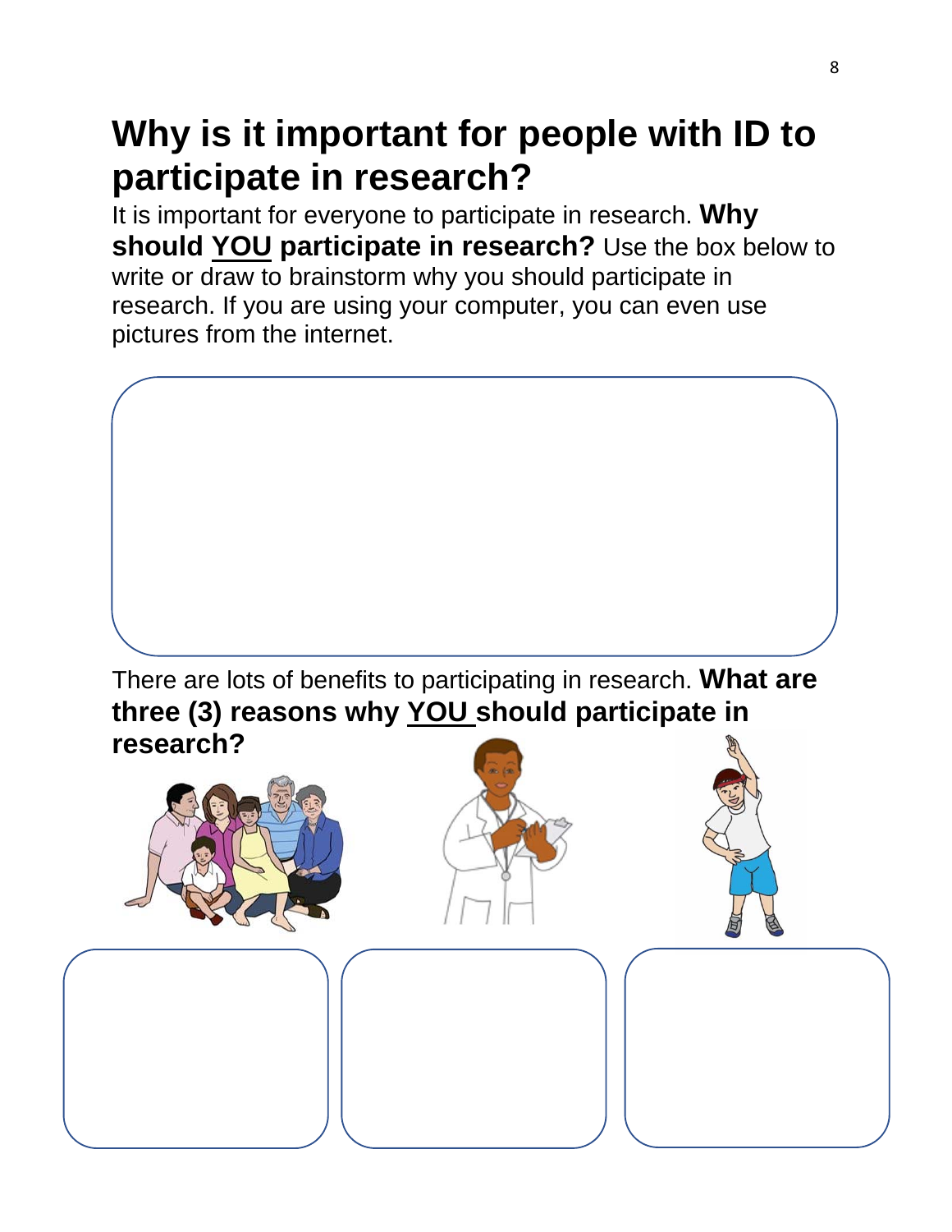# Why is it important for people with ID to participate in research?

It is important for everyone to participate in research. **Why should YOU participate in research?** Use the box below to write or draw to brainstorm why you should participate in research. If you are using your computer, you can even use pictures from the internet.

There are lots of benefits to participating in research. **What are three (3) reasons why YOU should participate in research?**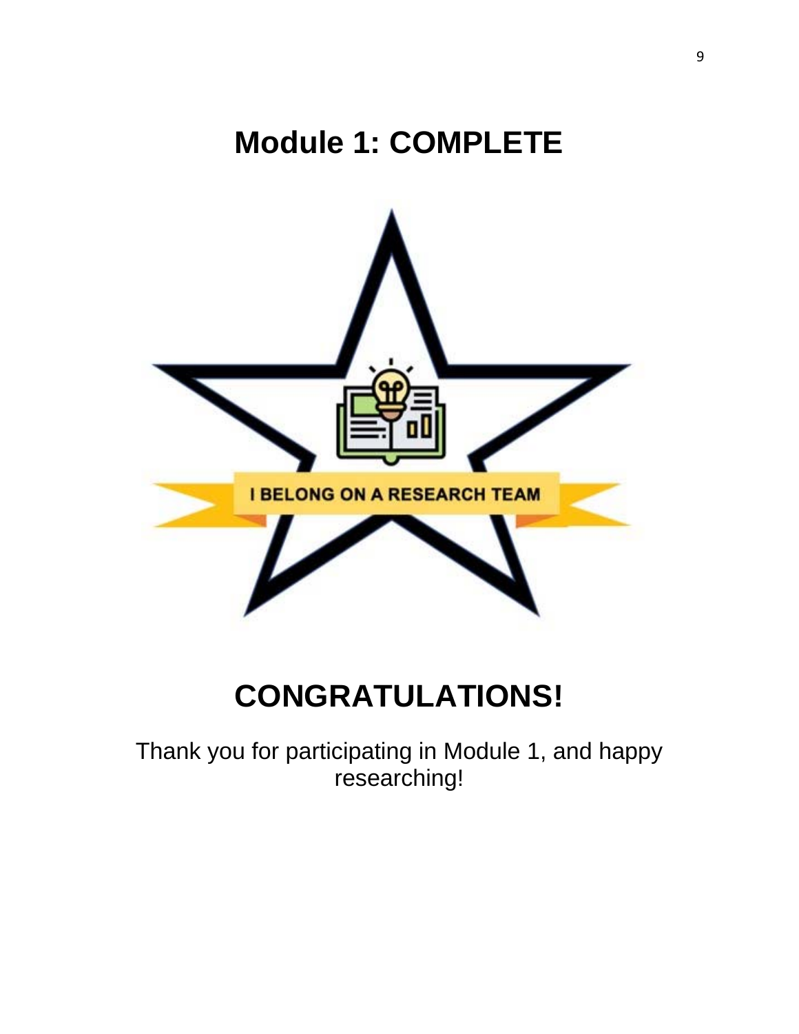# Module 1: COMPLETE

I BELONG ON A RESEARCH TEAM

# CONGRATULATIONS!

Thank you for participating in Module 1, and happy researching!